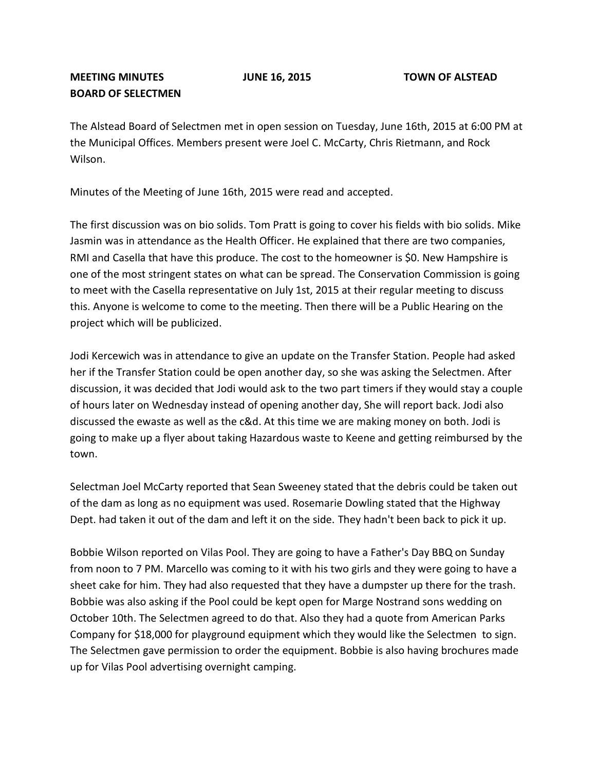**MEETING MINUTES** **JUNE 16, 2015** **TOWN OF ALSTEAD**
**BOARD OF SELECTMEN**

The Alstead Board of Selectmen met in open session on Tuesday, June 16th, 2015 at 6:00 PM at the Municipal Offices. Members present were Joel C. McCarty, Chris Rietmann, and Rock Wilson.

Minutes of the Meeting of June 16th, 2015 were read and accepted.

The first discussion was on bio solids. Tom Pratt is going to cover his fields with bio solids. Mike Jasmin was in attendance as the Health Officer. He explained that there are two companies, RMI and Casella that have this produce. The cost to the homeowner is $0. New Hampshire is one of the most stringent states on what can be spread. The Conservation Commission is going to meet with the Casella representative on July 1st, 2015 at their regular meeting to discuss this. Anyone is welcome to come to the meeting. Then there will be a Public Hearing on the project which will be publicized.

Jodi Kercewich was in attendance to give an update on the Transfer Station. People had asked her if the Transfer Station could be open another day, so she was asking the Selectmen. After discussion, it was decided that Jodi would ask to the two part timers if they would stay a couple of hours later on Wednesday instead of opening another day, She will report back. Jodi also discussed the ewaste as well as the c&d. At this time we are making money on both. Jodi is going to make up a flyer about taking Hazardous waste to Keene and getting reimbursed by the town.

Selectman Joel McCarty reported that Sean Sweeney stated that the debris could be taken out of the dam as long as no equipment was used. Rosemarie Dowling stated that the Highway Dept. had taken it out of the dam and left it on the side. They hadn't been back to pick it up.

Bobbie Wilson reported on Vilas Pool. They are going to have a Father's Day BBQ on Sunday from noon to 7 PM. Marcello was coming to it with his two girls and they were going to have a sheet cake for him. They had also requested that they have a dumpster up there for the trash. Bobbie was also asking if the Pool could be kept open for Marge Nostrand sons wedding on October 10th. The Selectmen agreed to do that. Also they had a quote from American Parks Company for $18,000 for playground equipment which they would like the Selectmen to sign. The Selectmen gave permission to order the equipment. Bobbie is also having brochures made up for Vilas Pool advertising overnight camping.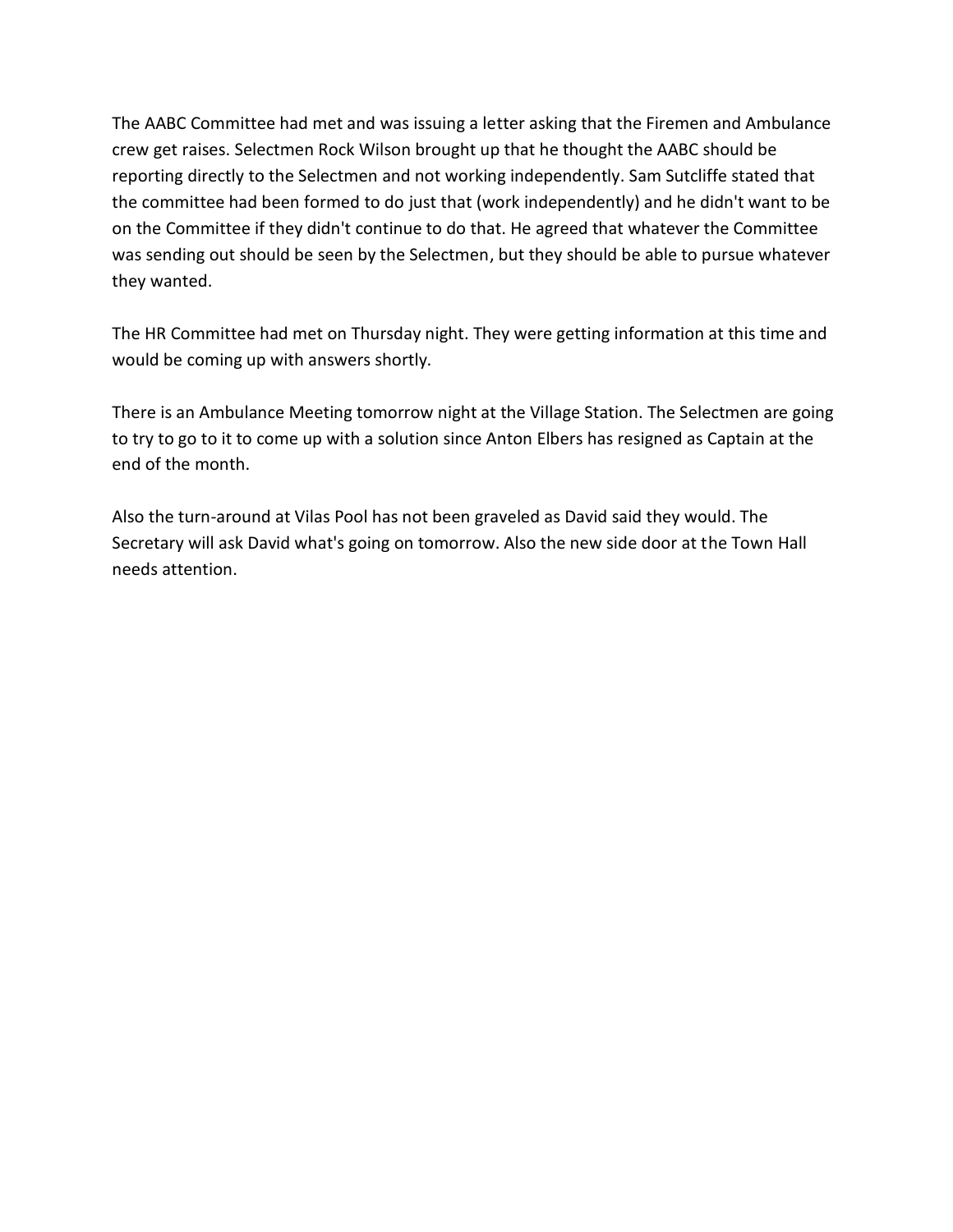The AABC Committee had met and was issuing a letter asking that the Firemen and Ambulance crew get raises. Selectmen Rock Wilson brought up that he thought the AABC should be reporting directly to the Selectmen and not working independently. Sam Sutcliffe stated that the committee had been formed to do just that (work independently) and he didn't want to be on the Committee if they didn't continue to do that. He agreed that whatever the Committee was sending out should be seen by the Selectmen, but they should be able to pursue whatever they wanted.

The HR Committee had met on Thursday night. They were getting information at this time and would be coming up with answers shortly.

There is an Ambulance Meeting tomorrow night at the Village Station. The Selectmen are going to try to go to it to come up with a solution since Anton Elbers has resigned as Captain at the end of the month.

Also the turn-around at Vilas Pool has not been graveled as David said they would. The Secretary will ask David what's going on tomorrow. Also the new side door at the Town Hall needs attention.